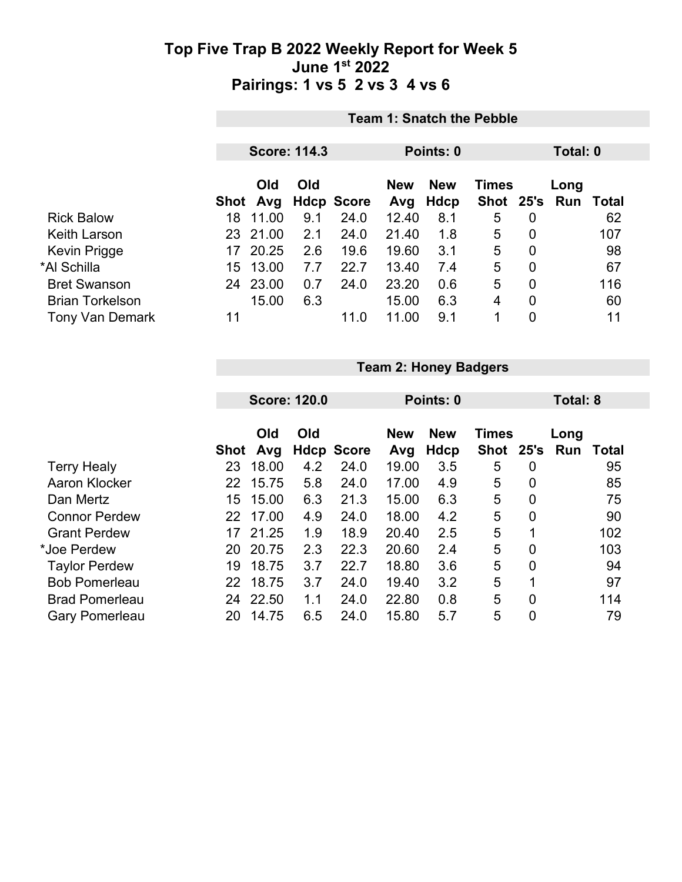# Top Five Trap B 2022 Weekly Report for Week 5
## June 1st 2022
## Pairings: 1 vs 5 2 vs 3 4 vs 6

**Team 1: Snatch the Pebble**

**Score: 114.3** | **Points: 0** | **Total: 0**

| | Shot | Old Avg | Old Hdcp | Score | New Avg | New Hdcp | Times Shot | 25's | Long Run | Total |
|---|---|---|---|---|---|---|---|---|---|---|
| Rick Balow | 18 | 11.00 | 9.1 | 24.0 | 12.40 | 8.1 | 5 | 0 | | 62 |
| Keith Larson | 23 | 21.00 | 2.1 | 24.0 | 21.40 | 1.8 | 5 | 0 | | 107 |
| Kevin Prigge | 17 | 20.25 | 2.6 | 19.6 | 19.60 | 3.1 | 5 | 0 | | 98 |
| *Al Schilla | 15 | 13.00 | 7.7 | 22.7 | 13.40 | 7.4 | 5 | 0 | | 67 |
| Bret Swanson | 24 | 23.00 | 0.7 | 24.0 | 23.20 | 0.6 | 5 | 0 | | 116 |
| Brian Torkelson | | 15.00 | 6.3 | | 15.00 | 6.3 | 4 | 0 | | 60 |
| Tony Van Demark | 11 | | | 11.0 | 11.00 | 9.1 | 1 | 0 | | 11 |

**Team 2: Honey Badgers**

**Score: 120.0** | **Points: 0** | **Total: 8**

| | Shot | Old Avg | Old Hdcp | Score | New Avg | New Hdcp | Times Shot | 25's | Long Run | Total |
|---|---|---|---|---|---|---|---|---|---|---|
| Terry Healy | 23 | 18.00 | 4.2 | 24.0 | 19.00 | 3.5 | 5 | 0 | | 95 |
| Aaron Klocker | 22 | 15.75 | 5.8 | 24.0 | 17.00 | 4.9 | 5 | 0 | | 85 |
| Dan Mertz | 15 | 15.00 | 6.3 | 21.3 | 15.00 | 6.3 | 5 | 0 | | 75 |
| Connor Perdew | 22 | 17.00 | 4.9 | 24.0 | 18.00 | 4.2 | 5 | 0 | | 90 |
| Grant Perdew | 17 | 21.25 | 1.9 | 18.9 | 20.40 | 2.5 | 5 | 1 | | 102 |
| *Joe Perdew | 20 | 20.75 | 2.3 | 22.3 | 20.60 | 2.4 | 5 | 0 | | 103 |
| Taylor Perdew | 19 | 18.75 | 3.7 | 22.7 | 18.80 | 3.6 | 5 | 0 | | 94 |
| Bob Pomerleau | 22 | 18.75 | 3.7 | 24.0 | 19.40 | 3.2 | 5 | 1 | | 97 |
| Brad Pomerleau | 24 | 22.50 | 1.1 | 24.0 | 22.80 | 0.8 | 5 | 0 | | 114 |
| Gary Pomerleau | 20 | 14.75 | 6.5 | 24.0 | 15.80 | 5.7 | 5 | 0 | | 79 |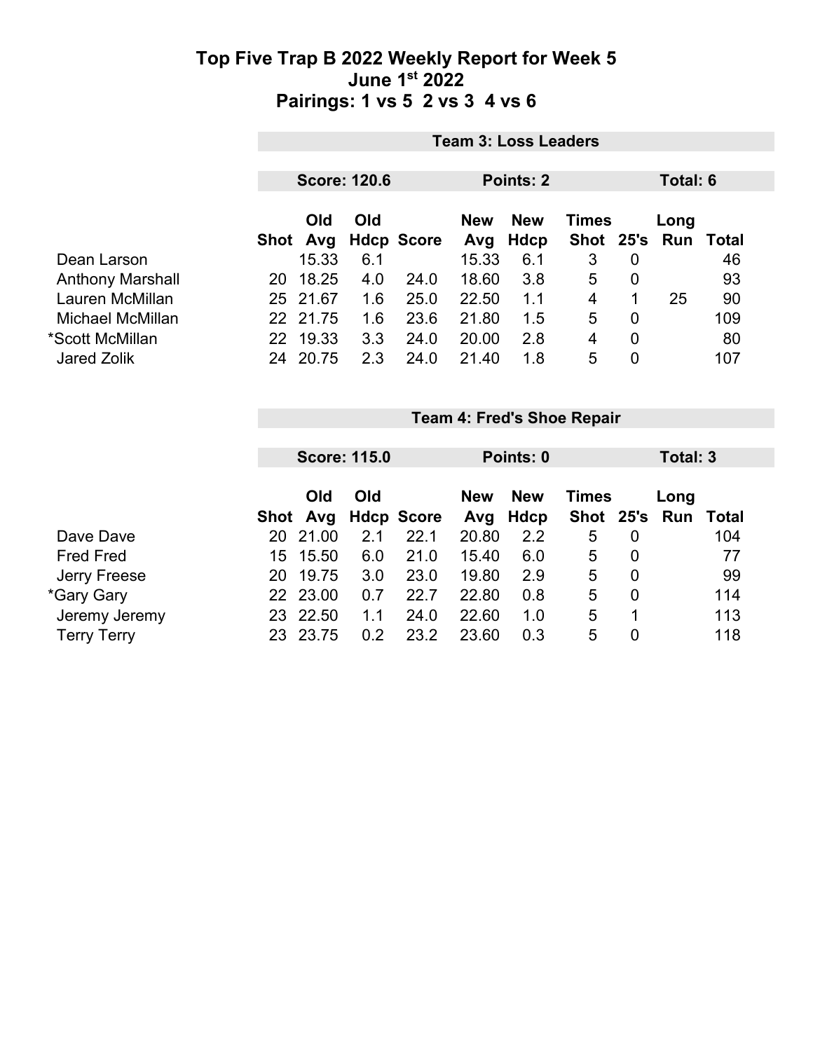# Top Five Trap B 2022 Weekly Report for Week 5
## June 1st 2022
## Pairings: 1 vs 5 2 vs 3 4 vs 6

**Team 3: Loss Leaders**

**Score: 120.6** | **Points: 2** | **Total: 6**

| | Shot | Old Avg | Old Hdcp | Score | New Avg | New Hdcp | Times Shot | 25's | Long Run | Total |
|---|---|---|---|---|---|---|---|---|---|---|
| Dean Larson | | 15.33 | 6.1 | | 15.33 | 6.1 | 3 | 0 | | 46 |
| Anthony Marshall | 20 | 18.25 | 4.0 | 24.0 | 18.60 | 3.8 | 5 | 0 | | 93 |
| Lauren McMillan | 25 | 21.67 | 1.6 | 25.0 | 22.50 | 1.1 | 4 | 1 | 25 | 90 |
| Michael McMillan | 22 | 21.75 | 1.6 | 23.6 | 21.80 | 1.5 | 5 | 0 | | 109 |
| *Scott McMillan | 22 | 19.33 | 3.3 | 24.0 | 20.00 | 2.8 | 4 | 0 | | 80 |
| Jared Zolik | 24 | 20.75 | 2.3 | 24.0 | 21.40 | 1.8 | 5 | 0 | | 107 |

**Team 4: Fred's Shoe Repair**

**Score: 115.0** | **Points: 0** | **Total: 3**

| | Shot | Old Avg | Old Hdcp | Score | New Avg | New Hdcp | Times Shot | 25's | Long Run | Total |
|---|---|---|---|---|---|---|---|---|---|---|
| Dave Dave | 20 | 21.00 | 2.1 | 22.1 | 20.80 | 2.2 | 5 | 0 | | 104 |
| Fred Fred | 15 | 15.50 | 6.0 | 21.0 | 15.40 | 6.0 | 5 | 0 | | 77 |
| Jerry Freese | 20 | 19.75 | 3.0 | 23.0 | 19.80 | 2.9 | 5 | 0 | | 99 |
| *Gary Gary | 22 | 23.00 | 0.7 | 22.7 | 22.80 | 0.8 | 5 | 0 | | 114 |
| Jeremy Jeremy | 23 | 22.50 | 1.1 | 24.0 | 22.60 | 1.0 | 5 | 1 | | 113 |
| Terry Terry | 23 | 23.75 | 0.2 | 23.2 | 23.60 | 0.3 | 5 | 0 | | 118 |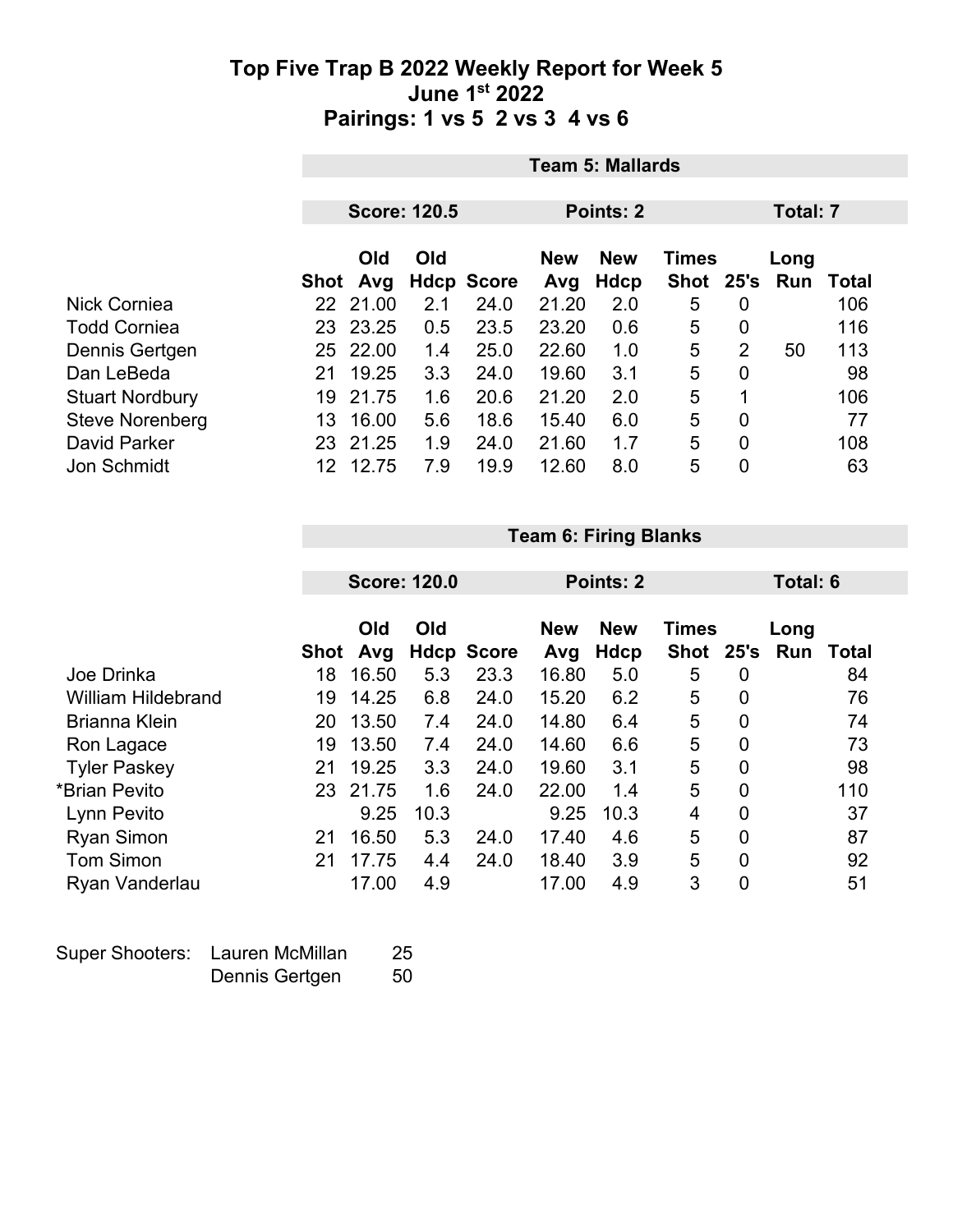# Top Five Trap B 2022 Weekly Report for Week 5
## June 1st 2022
## Pairings: 1 vs 5 2 vs 3 4 vs 6

**Team 5: Mallards**

**Score: 120.5** **Points: 2** **Total: 7**

| | Shot | Old Avg | Old Hdcp | Score | New Avg | New Hdcp | Times Shot | 25's | Long Run | Total |
|---|---|---|---|---|---|---|---|---|---|---|
| Nick Corniea | 22 | 21.00 | 2.1 | 24.0 | 21.20 | 2.0 | 5 | 0 | | 106 |
| Todd Corniea | 23 | 23.25 | 0.5 | 23.5 | 23.20 | 0.6 | 5 | 0 | | 116 |
| Dennis Gertgen | 25 | 22.00 | 1.4 | 25.0 | 22.60 | 1.0 | 5 | 2 | 50 | 113 |
| Dan LeBeda | 21 | 19.25 | 3.3 | 24.0 | 19.60 | 3.1 | 5 | 0 | | 98 |
| Stuart Nordbury | 19 | 21.75 | 1.6 | 20.6 | 21.20 | 2.0 | 5 | 1 | | 106 |
| Steve Norenberg | 13 | 16.00 | 5.6 | 18.6 | 15.40 | 6.0 | 5 | 0 | | 77 |
| David Parker | 23 | 21.25 | 1.9 | 24.0 | 21.60 | 1.7 | 5 | 0 | | 108 |
| Jon Schmidt | 12 | 12.75 | 7.9 | 19.9 | 12.60 | 8.0 | 5 | 0 | | 63 |

**Team 6: Firing Blanks**

**Score: 120.0** **Points: 2** **Total: 6**

| | Shot | Old Avg | Old Hdcp | Score | New Avg | New Hdcp | Times Shot | 25's | Long Run | Total |
|---|---|---|---|---|---|---|---|---|---|---|
| Joe Drinka | 18 | 16.50 | 5.3 | 23.3 | 16.80 | 5.0 | 5 | 0 | | 84 |
| William Hildebrand | 19 | 14.25 | 6.8 | 24.0 | 15.20 | 6.2 | 5 | 0 | | 76 |
| Brianna Klein | 20 | 13.50 | 7.4 | 24.0 | 14.80 | 6.4 | 5 | 0 | | 74 |
| Ron Lagace | 19 | 13.50 | 7.4 | 24.0 | 14.60 | 6.6 | 5 | 0 | | 73 |
| Tyler Paskey | 21 | 19.25 | 3.3 | 24.0 | 19.60 | 3.1 | 5 | 0 | | 98 |
| *Brian Pevito | 23 | 21.75 | 1.6 | 24.0 | 22.00 | 1.4 | 5 | 0 | | 110 |
| Lynn Pevito | | 9.25 | 10.3 | | 9.25 | 10.3 | 4 | 0 | | 37 |
| Ryan Simon | 21 | 16.50 | 5.3 | 24.0 | 17.40 | 4.6 | 5 | 0 | | 87 |
| Tom Simon | 21 | 17.75 | 4.4 | 24.0 | 18.40 | 3.9 | 5 | 0 | | 92 |
| Ryan Vanderlau | | 17.00 | 4.9 | | 17.00 | 4.9 | 3 | 0 | | 51 |

Super Shooters:

| | |
|---|---|
| Lauren McMillan | 25 |
| Dennis Gertgen | 50 |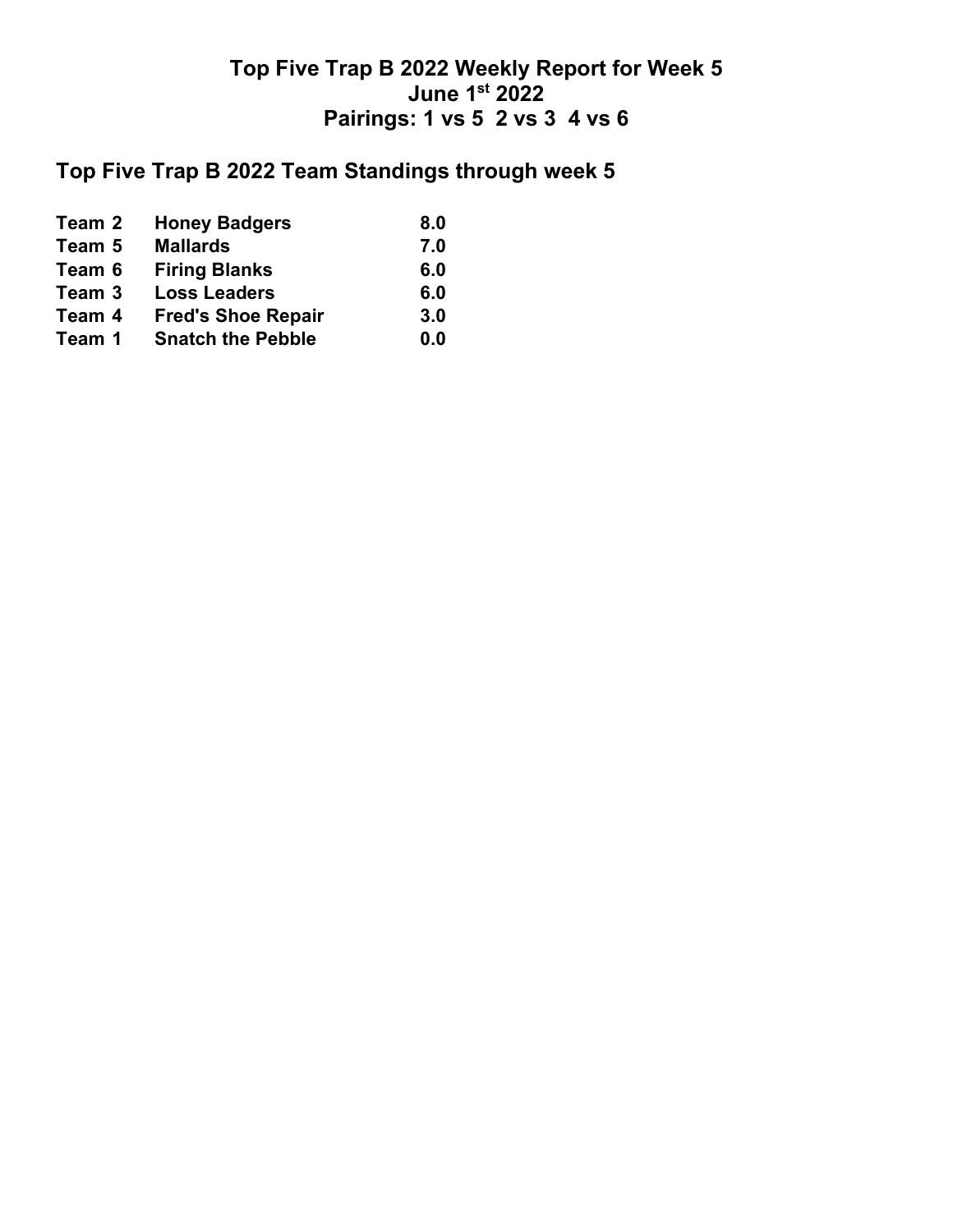# Top Five Trap B 2022 Weekly Report for Week 5
# June 1st 2022
# Pairings: 1 vs 5  2 vs 3  4 vs 6

## Top Five Trap B 2022 Team Standings through week 5

| | | |
|---|---|---|
| **Team 2** | **Honey Badgers** | **8.0** |
| **Team 5** | **Mallards** | **7.0** |
| **Team 6** | **Firing Blanks** | **6.0** |
| **Team 3** | **Loss Leaders** | **6.0** |
| **Team 4** | **Fred's Shoe Repair** | **3.0** |
| **Team 1** | **Snatch the Pebble** | **0.0** |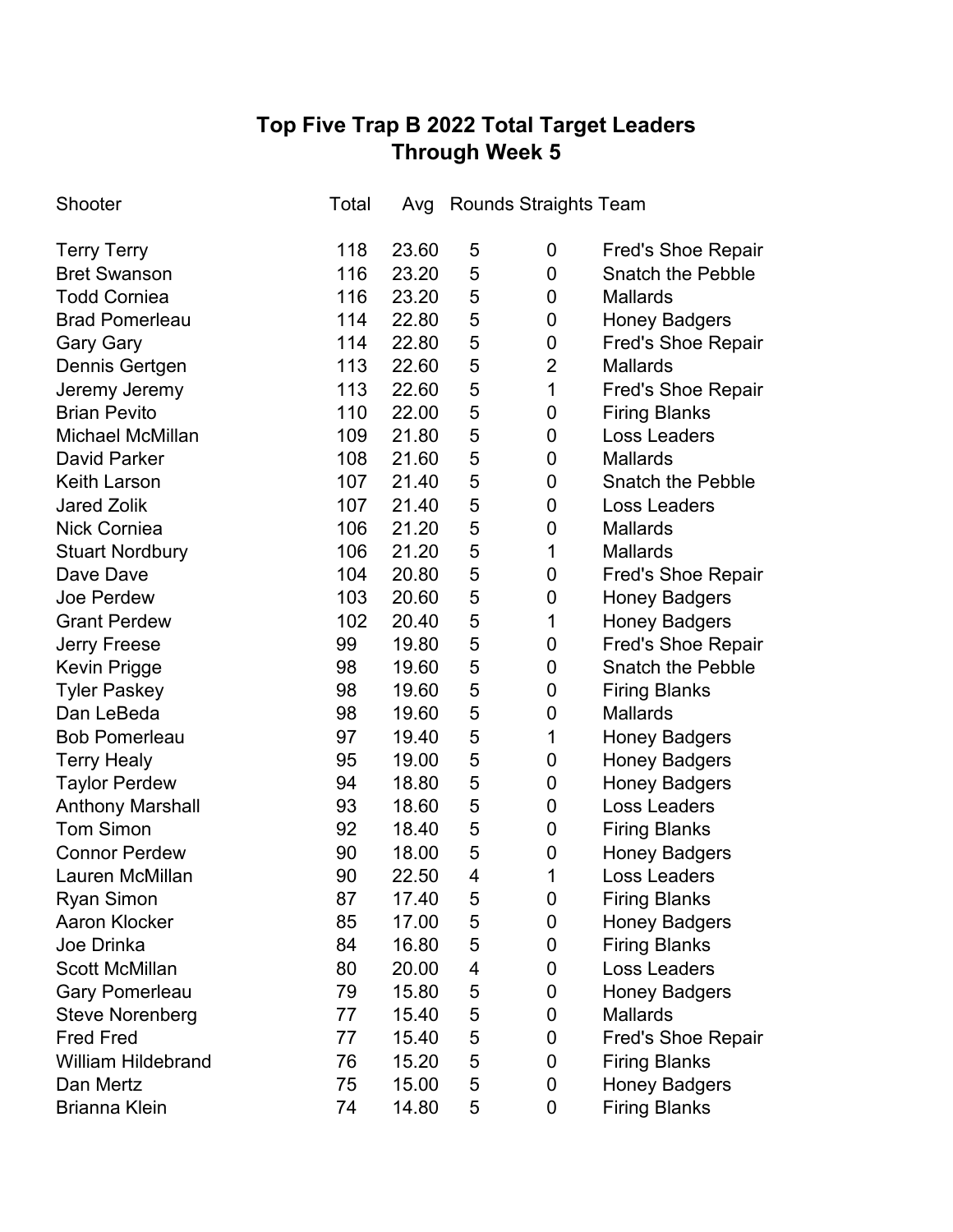# Top Five Trap B 2022 Total Target Leaders
## Through Week 5

| Shooter | Total | Avg | Rounds | Straights | Team |
|---|---|---|---|---|---|
| Terry Terry | 118 | 23.60 | 5 | 0 | Fred's Shoe Repair |
| Bret Swanson | 116 | 23.20 | 5 | 0 | Snatch the Pebble |
| Todd Corniea | 116 | 23.20 | 5 | 0 | Mallards |
| Brad Pomerleau | 114 | 22.80 | 5 | 0 | Honey Badgers |
| Gary Gary | 114 | 22.80 | 5 | 0 | Fred's Shoe Repair |
| Dennis Gertgen | 113 | 22.60 | 5 | 2 | Mallards |
| Jeremy Jeremy | 113 | 22.60 | 5 | 1 | Fred's Shoe Repair |
| Brian Pevito | 110 | 22.00 | 5 | 0 | Firing Blanks |
| Michael McMillan | 109 | 21.80 | 5 | 0 | Loss Leaders |
| David Parker | 108 | 21.60 | 5 | 0 | Mallards |
| Keith Larson | 107 | 21.40 | 5 | 0 | Snatch the Pebble |
| Jared Zolik | 107 | 21.40 | 5 | 0 | Loss Leaders |
| Nick Corniea | 106 | 21.20 | 5 | 0 | Mallards |
| Stuart Nordbury | 106 | 21.20 | 5 | 1 | Mallards |
| Dave Dave | 104 | 20.80 | 5 | 0 | Fred's Shoe Repair |
| Joe Perdew | 103 | 20.60 | 5 | 0 | Honey Badgers |
| Grant Perdew | 102 | 20.40 | 5 | 1 | Honey Badgers |
| Jerry Freese | 99 | 19.80 | 5 | 0 | Fred's Shoe Repair |
| Kevin Prigge | 98 | 19.60 | 5 | 0 | Snatch the Pebble |
| Tyler Paskey | 98 | 19.60 | 5 | 0 | Firing Blanks |
| Dan LeBeda | 98 | 19.60 | 5 | 0 | Mallards |
| Bob Pomerleau | 97 | 19.40 | 5 | 1 | Honey Badgers |
| Terry Healy | 95 | 19.00 | 5 | 0 | Honey Badgers |
| Taylor Perdew | 94 | 18.80 | 5 | 0 | Honey Badgers |
| Anthony Marshall | 93 | 18.60 | 5 | 0 | Loss Leaders |
| Tom Simon | 92 | 18.40 | 5 | 0 | Firing Blanks |
| Connor Perdew | 90 | 18.00 | 5 | 0 | Honey Badgers |
| Lauren McMillan | 90 | 22.50 | 4 | 1 | Loss Leaders |
| Ryan Simon | 87 | 17.40 | 5 | 0 | Firing Blanks |
| Aaron Klocker | 85 | 17.00 | 5 | 0 | Honey Badgers |
| Joe Drinka | 84 | 16.80 | 5 | 0 | Firing Blanks |
| Scott McMillan | 80 | 20.00 | 4 | 0 | Loss Leaders |
| Gary Pomerleau | 79 | 15.80 | 5 | 0 | Honey Badgers |
| Steve Norenberg | 77 | 15.40 | 5 | 0 | Mallards |
| Fred Fred | 77 | 15.40 | 5 | 0 | Fred's Shoe Repair |
| William Hildebrand | 76 | 15.20 | 5 | 0 | Firing Blanks |
| Dan Mertz | 75 | 15.00 | 5 | 0 | Honey Badgers |
| Brianna Klein | 74 | 14.80 | 5 | 0 | Firing Blanks |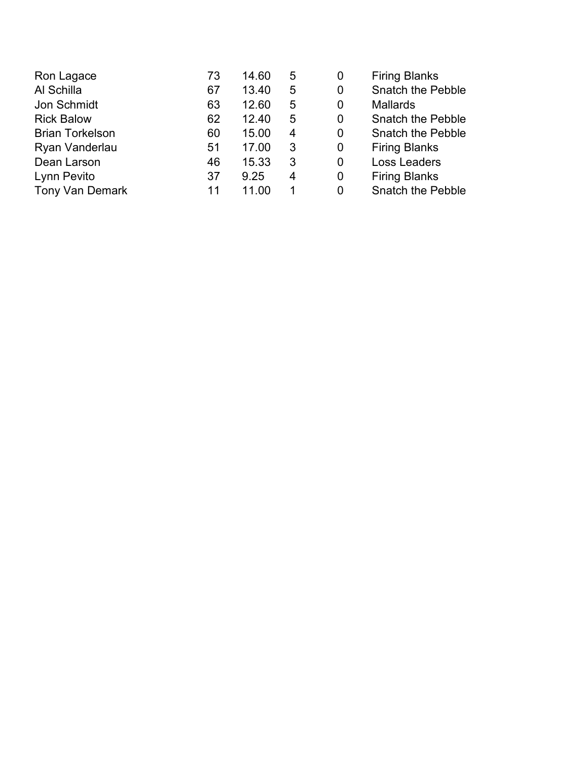| | | | | | |
|---|---|---|---|---|---|
| Ron Lagace | 73 | 14.60 | 5 | 0 | Firing Blanks |
| Al Schilla | 67 | 13.40 | 5 | 0 | Snatch the Pebble |
| Jon Schmidt | 63 | 12.60 | 5 | 0 | Mallards |
| Rick Balow | 62 | 12.40 | 5 | 0 | Snatch the Pebble |
| Brian Torkelson | 60 | 15.00 | 4 | 0 | Snatch the Pebble |
| Ryan Vanderlau | 51 | 17.00 | 3 | 0 | Firing Blanks |
| Dean Larson | 46 | 15.33 | 3 | 0 | Loss Leaders |
| Lynn Pevito | 37 | 9.25 | 4 | 0 | Firing Blanks |
| Tony Van Demark | 11 | 11.00 | 1 | 0 | Snatch the Pebble |